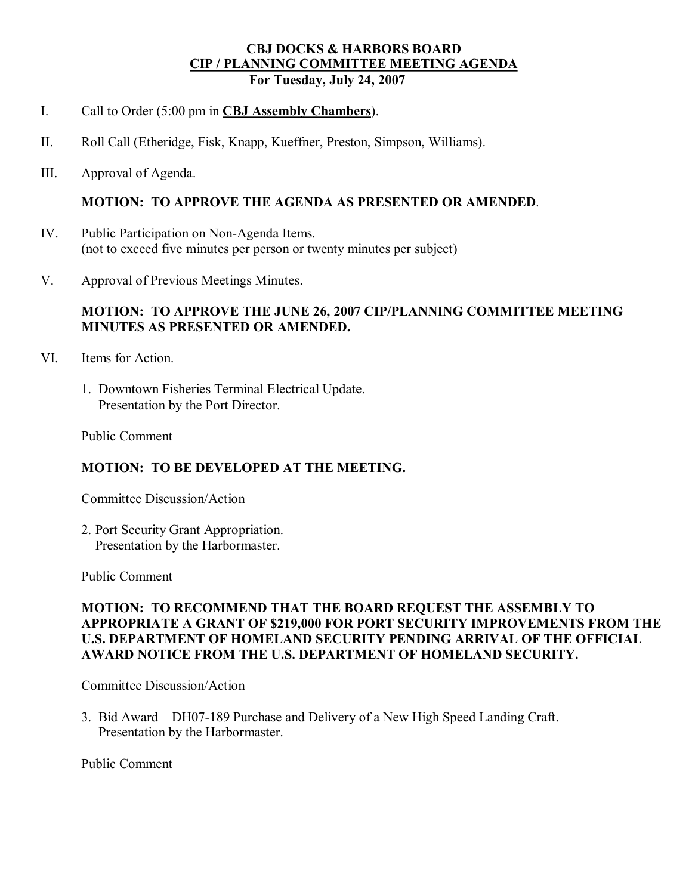# CBJ DOCKS & HARBORS BOARD
## CIP / PLANNING COMMITTEE MEETING AGENDA
### For Tuesday, July 24, 2007

I. Call to Order (5:00 pm in **CBJ Assembly Chambers**).

II. Roll Call (Etheridge, Fisk, Knapp, Kueffner, Preston, Simpson, Williams).

III. Approval of Agenda.

**MOTION: TO APPROVE THE AGENDA AS PRESENTED OR AMENDED**.

IV. Public Participation on Non-Agenda Items.
(not to exceed five minutes per person or twenty minutes per subject)

V. Approval of Previous Meetings Minutes.

**MOTION: TO APPROVE THE JUNE 26, 2007 CIP/PLANNING COMMITTEE MEETING MINUTES AS PRESENTED OR AMENDED.**

VI. Items for Action.

1. Downtown Fisheries Terminal Electrical Update.
   Presentation by the Port Director.

Public Comment

**MOTION: TO BE DEVELOPED AT THE MEETING.**

Committee Discussion/Action

2. Port Security Grant Appropriation.
   Presentation by the Harbormaster.

Public Comment

**MOTION: TO RECOMMEND THAT THE BOARD REQUEST THE ASSEMBLY TO APPROPRIATE A GRANT OF $219,000 FOR PORT SECURITY IMPROVEMENTS FROM THE U.S. DEPARTMENT OF HOMELAND SECURITY PENDING ARRIVAL OF THE OFFICIAL AWARD NOTICE FROM THE U.S. DEPARTMENT OF HOMELAND SECURITY.**

Committee Discussion/Action

3. Bid Award – DH07-189 Purchase and Delivery of a New High Speed Landing Craft.
   Presentation by the Harbormaster.

Public Comment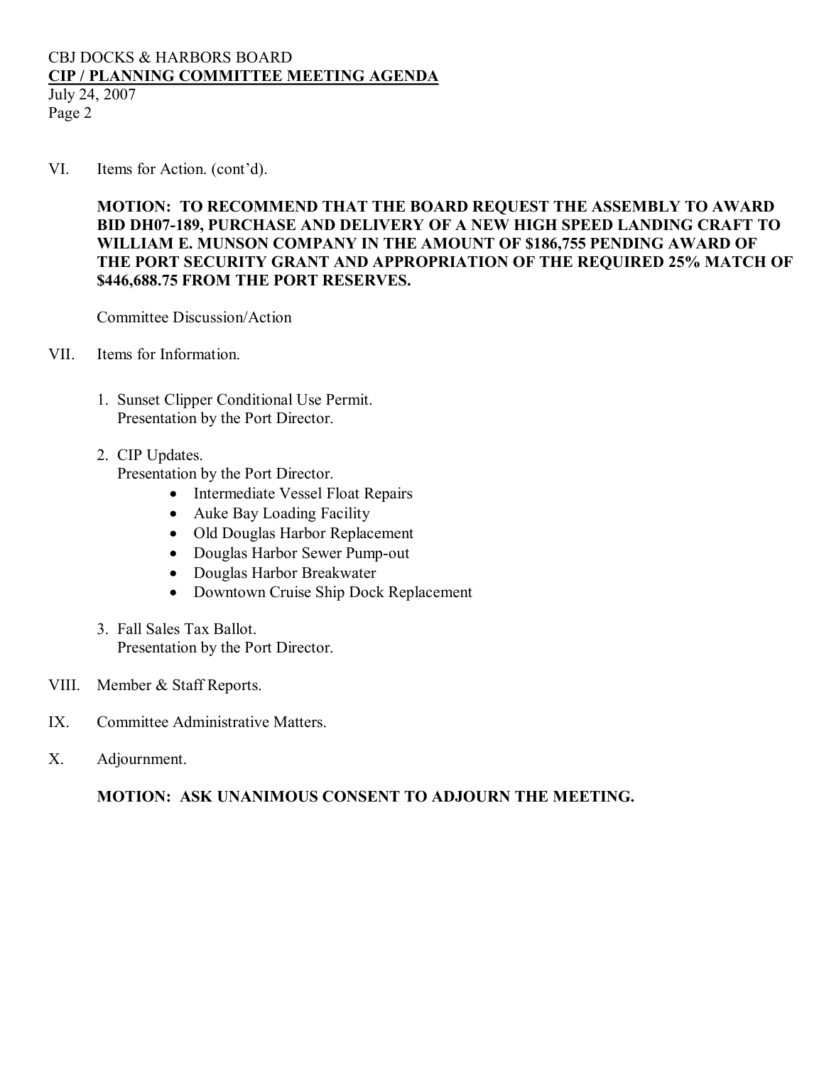VI. Items for Action. (cont'd).

**MOTION: TO RECOMMEND THAT THE BOARD REQUEST THE ASSEMBLY TO AWARD BID DH07-189, PURCHASE AND DELIVERY OF A NEW HIGH SPEED LANDING CRAFT TO WILLIAM E. MUNSON COMPANY IN THE AMOUNT OF $186,755 PENDING AWARD OF THE PORT SECURITY GRANT AND APPROPRIATION OF THE REQUIRED 25% MATCH OF $446,688.75 FROM THE PORT RESERVES.**

Committee Discussion/Action

VII. Items for Information.

1. Sunset Clipper Conditional Use Permit.
   Presentation by the Port Director.

2. CIP Updates.
   Presentation by the Port Director.
   - Intermediate Vessel Float Repairs
   - Auke Bay Loading Facility
   - Old Douglas Harbor Replacement
   - Douglas Harbor Sewer Pump-out
   - Douglas Harbor Breakwater
   - Downtown Cruise Ship Dock Replacement

3. Fall Sales Tax Ballot.
   Presentation by the Port Director.

VIII. Member & Staff Reports.

IX. Committee Administrative Matters.

X. Adjournment.

**MOTION: ASK UNANIMOUS CONSENT TO ADJOURN THE MEETING.**